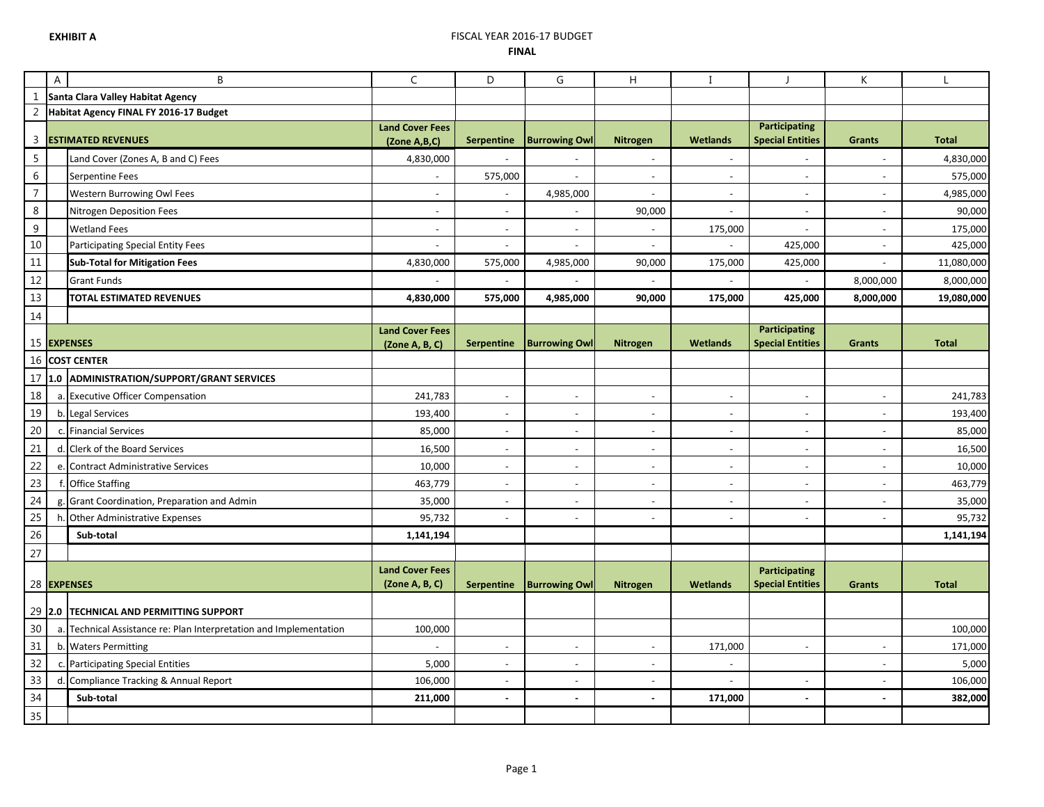**EXHIBIT A**

FISCAL YEAR 2016-17 BUDGET

**FINAL**

| | A | B | C | D | G | H | I | J | K | L |
|---|---|---|---|---|---|---|---|---|---|---|
| 1 | **Santa Clara Valley Habitat Agency** | | | | | | | | | |
| 2 | **Habitat Agency FINAL FY 2016-17 Budget** | | | | | | | | | |
| 3 | **ESTIMATED REVENUES** | | **Land Cover Fees (Zone A,B,C)** | **Serpentine** | **Burrowing Owl** | **Nitrogen** | **Wetlands** | **Participating Special Entities** | **Grants** | **Total** |
| 5 | | Land Cover (Zones A, B and C) Fees | 4,830,000 | - | - | - | - | - | - | 4,830,000 |
| 6 | | Serpentine Fees | - | 575,000 | - | - | - | - | - | 575,000 |
| 7 | | Western Burrowing Owl Fees | - | - | 4,985,000 | - | - | - | - | 4,985,000 |
| 8 | | Nitrogen Deposition Fees | - | - | - | 90,000 | - | - | - | 90,000 |
| 9 | | Wetland Fees | - | - | - | - | 175,000 | - | - | 175,000 |
| 10 | | Participating Special Entity Fees | - | - | - | - | - | 425,000 | - | 425,000 |
| 11 | | **Sub-Total for Mitigation Fees** | 4,830,000 | 575,000 | 4,985,000 | 90,000 | 175,000 | 425,000 | - | 11,080,000 |
| 12 | | Grant Funds | - | - | - | - | - | - | 8,000,000 | 8,000,000 |
| 13 | | **TOTAL ESTIMATED REVENUES** | **4,830,000** | **575,000** | **4,985,000** | **90,000** | **175,000** | **425,000** | **8,000,000** | **19,080,000** |
| 14 | | | | | | | | | | |
| 15 | **EXPENSES** | | **Land Cover Fees (Zone A, B, C)** | **Serpentine** | **Burrowing Owl** | **Nitrogen** | **Wetlands** | **Participating Special Entities** | **Grants** | **Total** |
| 16 | **COST CENTER** | | | | | | | | | |
| 17 | **1.0** | **ADMINISTRATION/SUPPORT/GRANT SERVICES** | | | | | | | | |
| 18 | a. | Executive Officer Compensation | 241,783 | - | - | - | - | - | - | 241,783 |
| 19 | b. | Legal Services | 193,400 | - | - | - | - | - | - | 193,400 |
| 20 | c. | Financial Services | 85,000 | - | - | - | - | - | - | 85,000 |
| 21 | d. | Clerk of the Board Services | 16,500 | - | - | - | - | - | - | 16,500 |
| 22 | e. | Contract Administrative Services | 10,000 | - | - | - | - | - | - | 10,000 |
| 23 | f. | Office Staffing | 463,779 | - | - | - | - | - | - | 463,779 |
| 24 | g. | Grant Coordination, Preparation and Admin | 35,000 | - | - | - | - | - | - | 35,000 |
| 25 | h. | Other Administrative Expenses | 95,732 | - | - | - | - | - | - | 95,732 |
| 26 | | **Sub-total** | **1,141,194** | | | | | | | **1,141,194** |
| 27 | | | | | | | | | | |
| 28 | **EXPENSES** | | **Land Cover Fees (Zone A, B, C)** | **Serpentine** | **Burrowing Owl** | **Nitrogen** | **Wetlands** | **Participating Special Entities** | **Grants** | **Total** |
| 29 | **2.0** | **TECHNICAL AND PERMITTING SUPPORT** | | | | | | | | |
| 30 | a. | Technical Assistance re: Plan Interpretation and Implementation | 100,000 | | | | | | | 100,000 |
| 31 | b. | Waters Permitting | - | - | - | - | 171,000 | - | - | 171,000 |
| 32 | c. | Participating Special Entities | 5,000 | - | - | - | - | | - | 5,000 |
| 33 | d. | Compliance Tracking & Annual Report | 106,000 | - | - | - | - | - | - | 106,000 |
| 34 | | **Sub-total** | **211,000** | **-** | **-** | **-** | **171,000** | **-** | **-** | **382,000** |
| 35 | | | | | | | | | | |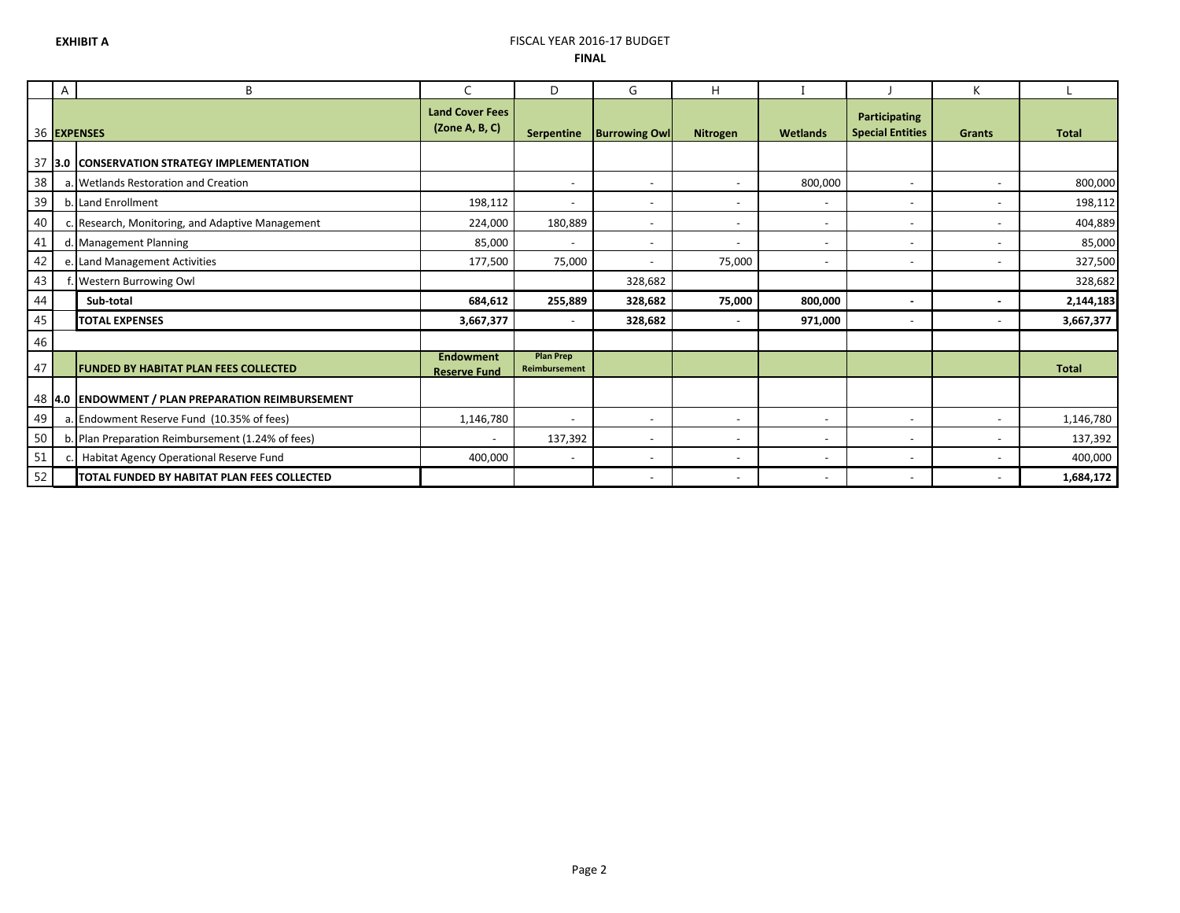**EXHIBIT A**

FISCAL YEAR 2016-17 BUDGET

**FINAL**

| | A | B | C | D | G | H | I | J | K | L |
|---|---|---|---|---|---|---|---|---|---|---|
| 36 | **EXPENSES** | | **Land Cover Fees (Zone A, B, C)** | **Serpentine** | **Burrowing Owl** | **Nitrogen** | **Wetlands** | **Participating Special Entities** | **Grants** | **Total** |
| 37 | **3.0** | **CONSERVATION STRATEGY IMPLEMENTATION** | | | | | | | | |
| 38 | a. | Wetlands Restoration and Creation | | - | - | - | 800,000 | - | - | 800,000 |
| 39 | b. | Land Enrollment | 198,112 | - | - | - | - | - | - | 198,112 |
| 40 | c. | Research, Monitoring, and Adaptive Management | 224,000 | 180,889 | - | - | - | - | - | 404,889 |
| 41 | d. | Management Planning | 85,000 | - | - | - | - | - | - | 85,000 |
| 42 | e. | Land Management Activities | 177,500 | 75,000 | - | 75,000 | - | - | - | 327,500 |
| 43 | f. | Western Burrowing Owl | | | 328,682 | | | | | 328,682 |
| 44 | | **Sub-total** | **684,612** | **255,889** | **328,682** | **75,000** | **800,000** | **-** | **-** | **2,144,183** |
| 45 | | **TOTAL EXPENSES** | **3,667,377** | - | **328,682** | - | **971,000** | - | - | **3,667,377** |
| 46 | | | | | | | | | | |
| 47 | | **FUNDED BY HABITAT PLAN FEES COLLECTED** | **Endowment Reserve Fund** | **Plan Prep Reimbursement** | | | | | | **Total** |
| 48 | **4.0** | **ENDOWMENT / PLAN PREPARATION REIMBURSEMENT** | | | | | | | | |
| 49 | a. | Endowment Reserve Fund (10.35% of fees) | 1,146,780 | - | - | - | - | - | - | 1,146,780 |
| 50 | b. | Plan Preparation Reimbursement (1.24% of fees) | - | 137,392 | - | - | - | - | - | 137,392 |
| 51 | c. | Habitat Agency Operational Reserve Fund | 400,000 | - | - | - | - | - | - | 400,000 |
| 52 | | **TOTAL FUNDED BY HABITAT PLAN FEES COLLECTED** | | | - | - | - | - | - | **1,684,172** |